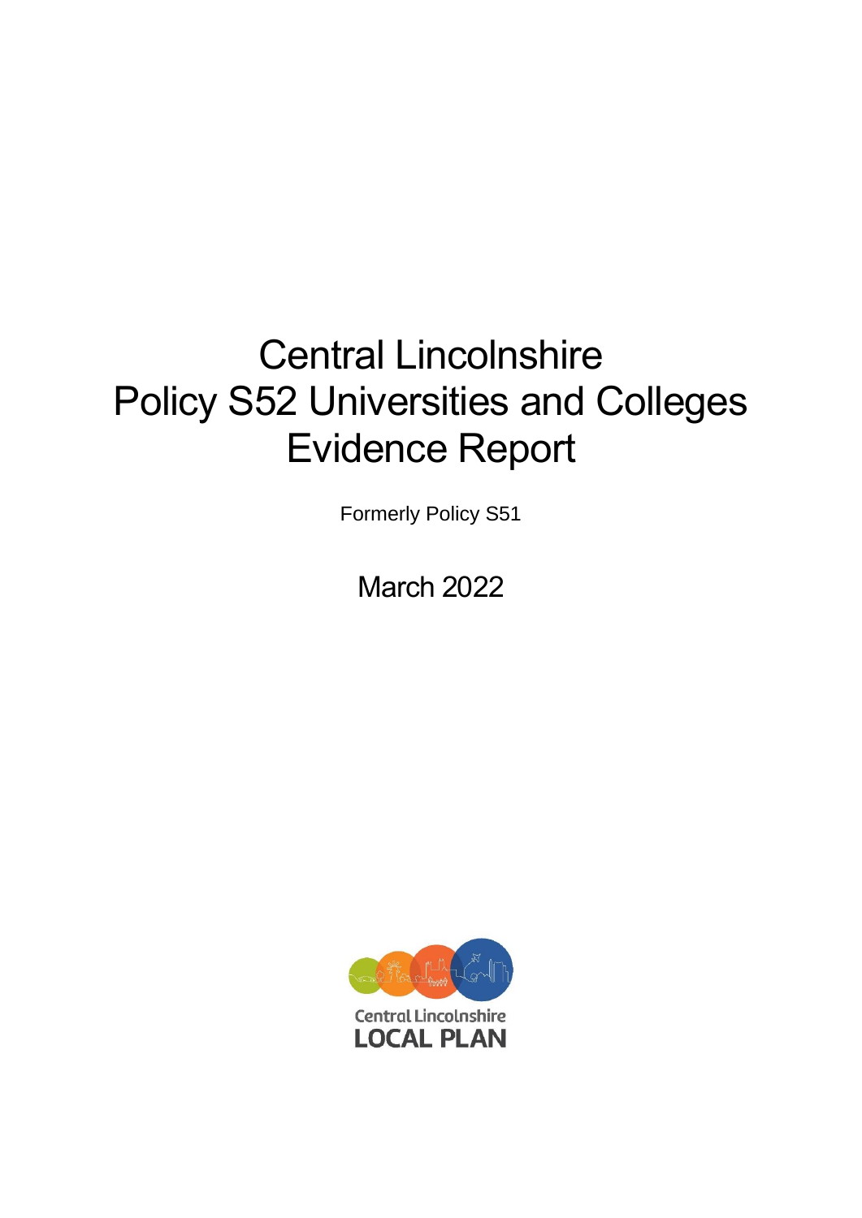# Central Lincolnshire Policy S52 Universities and Colleges Evidence Report

Formerly Policy S51

March 2022

Central Lincolnshire
LOCAL PLAN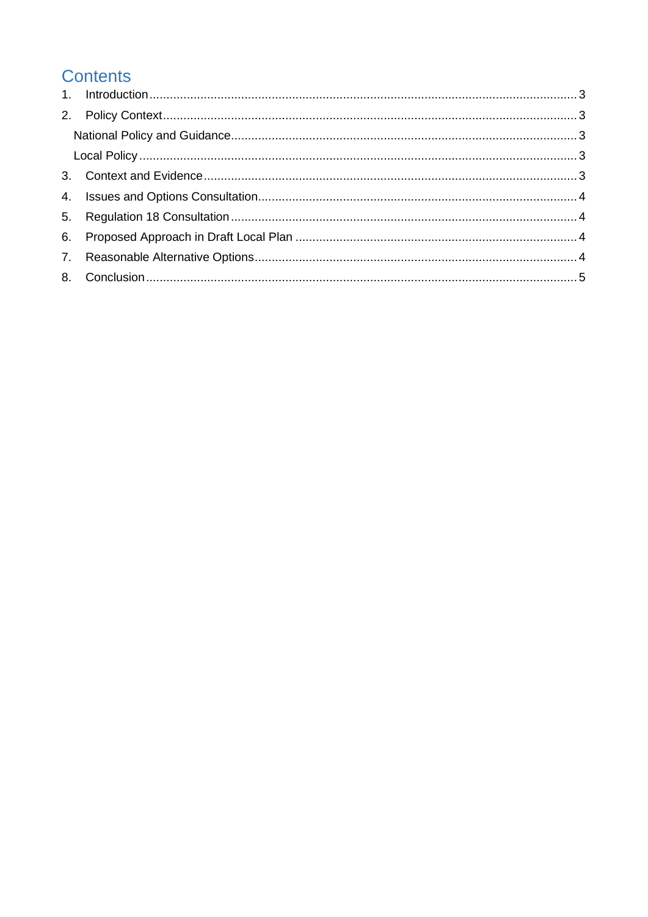# Contents

1. Introduction .......... 3
2. Policy Context .......... 3
   - National Policy and Guidance .......... 3
   - Local Policy .......... 3
3. Context and Evidence .......... 3
4. Issues and Options Consultation .......... 4
5. Regulation 18 Consultation .......... 4
6. Proposed Approach in Draft Local Plan .......... 4
7. Reasonable Alternative Options .......... 4
8. Conclusion .......... 5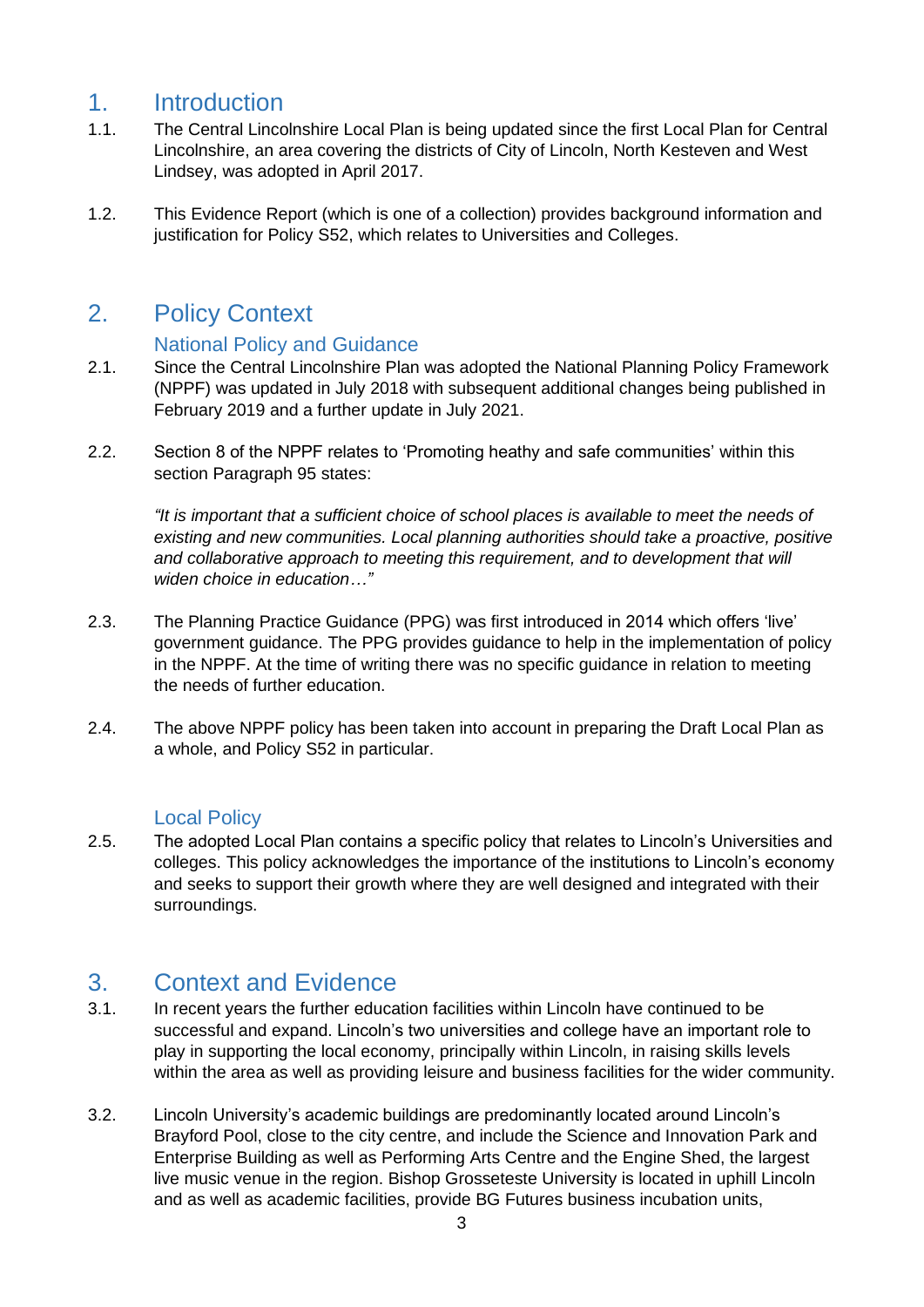# 1. Introduction

1.1. The Central Lincolnshire Local Plan is being updated since the first Local Plan for Central Lincolnshire, an area covering the districts of City of Lincoln, North Kesteven and West Lindsey, was adopted in April 2017.

1.2. This Evidence Report (which is one of a collection) provides background information and justification for Policy S52, which relates to Universities and Colleges.

# 2. Policy Context

## National Policy and Guidance

2.1. Since the Central Lincolnshire Plan was adopted the National Planning Policy Framework (NPPF) was updated in July 2018 with subsequent additional changes being published in February 2019 and a further update in July 2021.

2.2. Section 8 of the NPPF relates to 'Promoting heathy and safe communities' within this section Paragraph 95 states:

> *"It is important that a sufficient choice of school places is available to meet the needs of existing and new communities. Local planning authorities should take a proactive, positive and collaborative approach to meeting this requirement, and to development that will widen choice in education…"*

2.3. The Planning Practice Guidance (PPG) was first introduced in 2014 which offers 'live' government guidance. The PPG provides guidance to help in the implementation of policy in the NPPF. At the time of writing there was no specific guidance in relation to meeting the needs of further education.

2.4. The above NPPF policy has been taken into account in preparing the Draft Local Plan as a whole, and Policy S52 in particular.

## Local Policy

2.5. The adopted Local Plan contains a specific policy that relates to Lincoln's Universities and colleges. This policy acknowledges the importance of the institutions to Lincoln's economy and seeks to support their growth where they are well designed and integrated with their surroundings.

# 3. Context and Evidence

3.1. In recent years the further education facilities within Lincoln have continued to be successful and expand. Lincoln's two universities and college have an important role to play in supporting the local economy, principally within Lincoln, in raising skills levels within the area as well as providing leisure and business facilities for the wider community.

3.2. Lincoln University's academic buildings are predominantly located around Lincoln's Brayford Pool, close to the city centre, and include the Science and Innovation Park and Enterprise Building as well as Performing Arts Centre and the Engine Shed, the largest live music venue in the region. Bishop Grosseteste University is located in uphill Lincoln and as well as academic facilities, provide BG Futures business incubation units,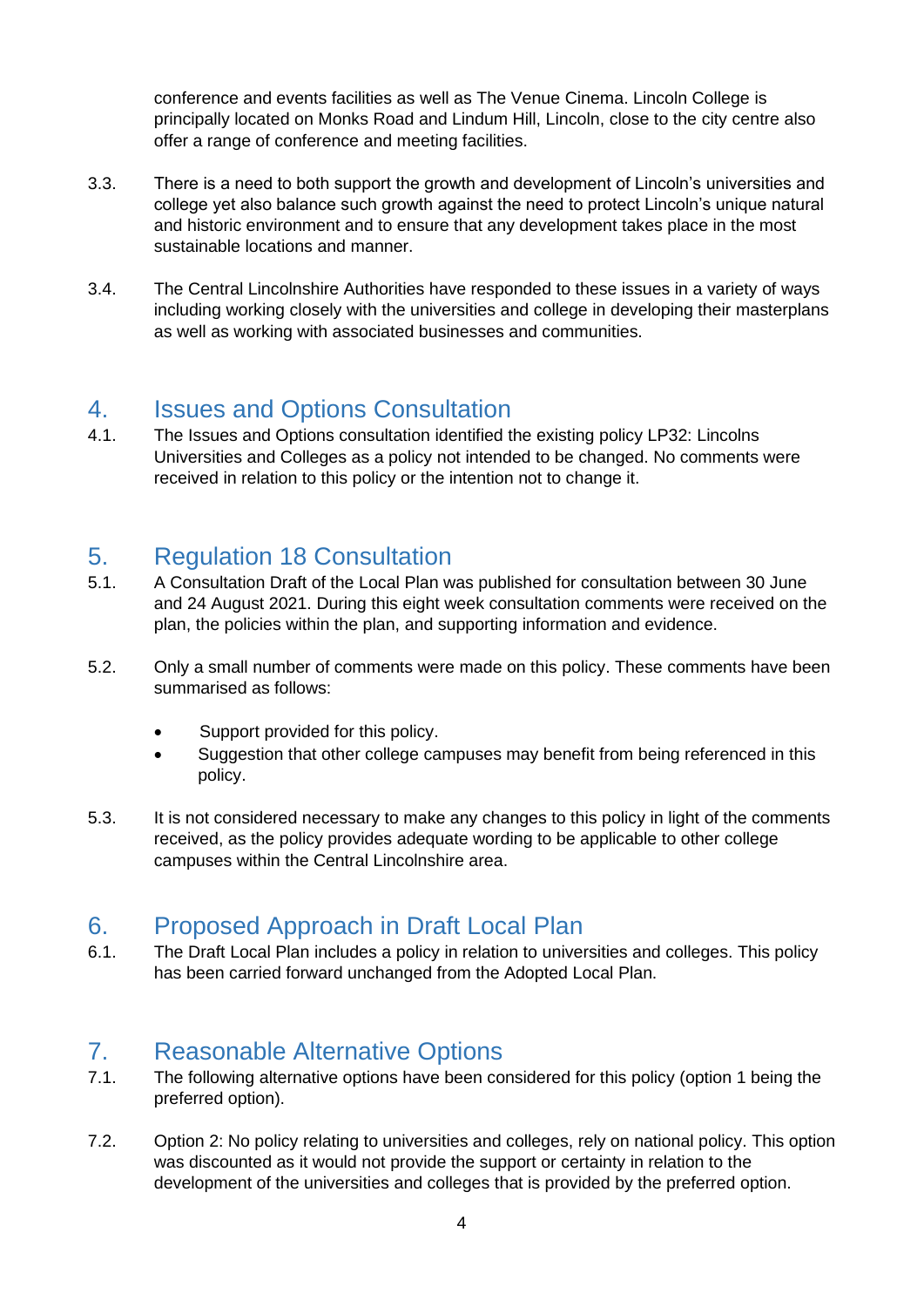conference and events facilities as well as The Venue Cinema. Lincoln College is principally located on Monks Road and Lindum Hill, Lincoln, close to the city centre also offer a range of conference and meeting facilities.

3.3. There is a need to both support the growth and development of Lincoln's universities and college yet also balance such growth against the need to protect Lincoln's unique natural and historic environment and to ensure that any development takes place in the most sustainable locations and manner.

3.4. The Central Lincolnshire Authorities have responded to these issues in a variety of ways including working closely with the universities and college in developing their masterplans as well as working with associated businesses and communities.

## 4. Issues and Options Consultation

4.1. The Issues and Options consultation identified the existing policy LP32: Lincolns Universities and Colleges as a policy not intended to be changed. No comments were received in relation to this policy or the intention not to change it.

## 5. Regulation 18 Consultation

5.1. A Consultation Draft of the Local Plan was published for consultation between 30 June and 24 August 2021. During this eight week consultation comments were received on the plan, the policies within the plan, and supporting information and evidence.

5.2. Only a small number of comments were made on this policy. These comments have been summarised as follows:

- Support provided for this policy.
- Suggestion that other college campuses may benefit from being referenced in this policy.

5.3. It is not considered necessary to make any changes to this policy in light of the comments received, as the policy provides adequate wording to be applicable to other college campuses within the Central Lincolnshire area.

## 6. Proposed Approach in Draft Local Plan

6.1. The Draft Local Plan includes a policy in relation to universities and colleges. This policy has been carried forward unchanged from the Adopted Local Plan.

## 7. Reasonable Alternative Options

7.1. The following alternative options have been considered for this policy (option 1 being the preferred option).

7.2. Option 2: No policy relating to universities and colleges, rely on national policy. This option was discounted as it would not provide the support or certainty in relation to the development of the universities and colleges that is provided by the preferred option.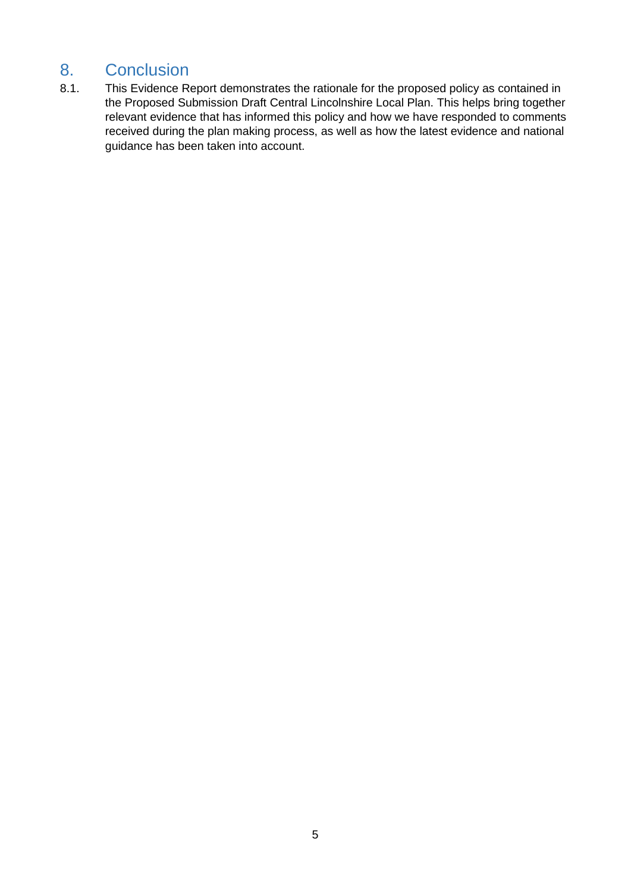# 8. Conclusion

8.1. This Evidence Report demonstrates the rationale for the proposed policy as contained in the Proposed Submission Draft Central Lincolnshire Local Plan. This helps bring together relevant evidence that has informed this policy and how we have responded to comments received during the plan making process, as well as how the latest evidence and national guidance has been taken into account.